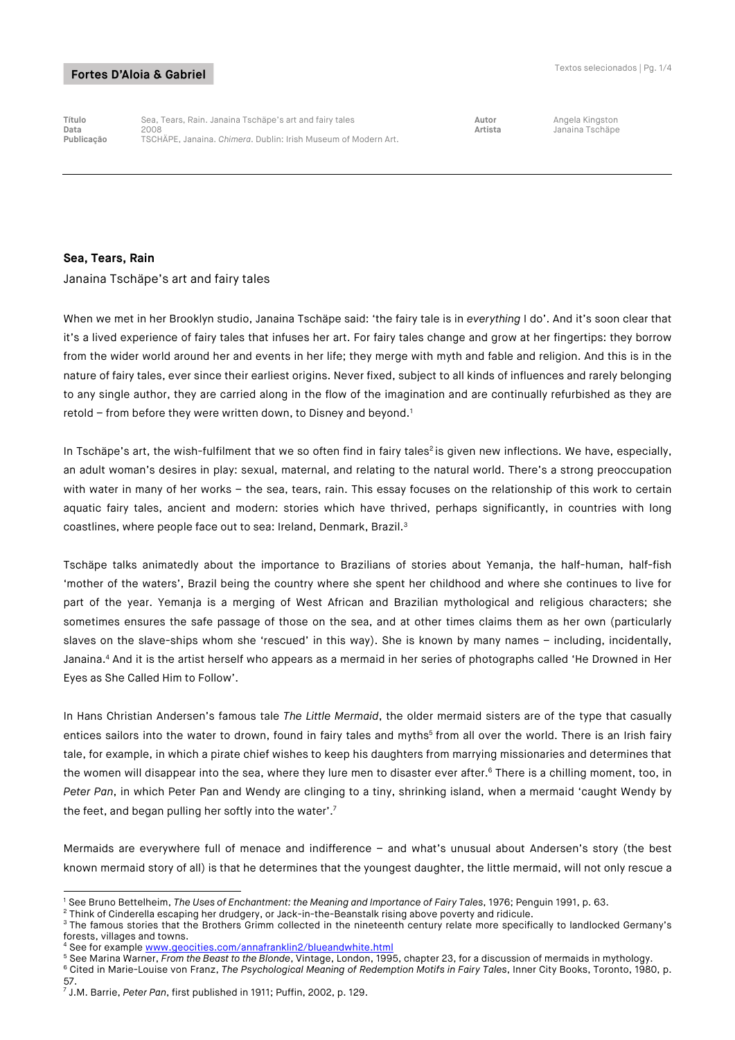| Título | Sea, Tears, Rain. Janaina Tschäpe's art and fairy tales | Autor | Angela Kingston |
| --- | --- | --- | --- |
| Data | 2008 | Artista | Janaina Tschäpe |
| Publicação | TSCHÄPE, Janaina. *Chimera*. Dublin: Irish Museum of Modern Art. | | |

**Sea, Tears, Rain**

Janaina Tschäpe's art and fairy tales

When we met in her Brooklyn studio, Janaina Tschäpe said: 'the fairy tale is in *everything* I do'. And it's soon clear that it's a lived experience of fairy tales that infuses her art. For fairy tales change and grow at her fingertips: they borrow from the wider world around her and events in her life; they merge with myth and fable and religion. And this is in the nature of fairy tales, ever since their earliest origins. Never fixed, subject to all kinds of influences and rarely belonging to any single author, they are carried along in the flow of the imagination and are continually refurbished as they are retold – from before they were written down, to Disney and beyond.[1]

In Tschäpe's art, the wish-fulfilment that we so often find in fairy tales[2] is given new inflections. We have, especially, an adult woman's desires in play: sexual, maternal, and relating to the natural world. There's a strong preoccupation with water in many of her works – the sea, tears, rain. This essay focuses on the relationship of this work to certain aquatic fairy tales, ancient and modern: stories which have thrived, perhaps significantly, in countries with long coastlines, where people face out to sea: Ireland, Denmark, Brazil.[3]

Tschäpe talks animatedly about the importance to Brazilians of stories about Yemanja, the half-human, half-fish 'mother of the waters', Brazil being the country where she spent her childhood and where she continues to live for part of the year. Yemanja is a merging of West African and Brazilian mythological and religious characters; she sometimes ensures the safe passage of those on the sea, and at other times claims them as her own (particularly slaves on the slave-ships whom she 'rescued' in this way). She is known by many names – including, incidentally, Janaina.[4] And it is the artist herself who appears as a mermaid in her series of photographs called 'He Drowned in Her Eyes as She Called Him to Follow'.

In Hans Christian Andersen's famous tale *The Little Mermaid*, the older mermaid sisters are of the type that casually entices sailors into the water to drown, found in fairy tales and myths[5] from all over the world. There is an Irish fairy tale, for example, in which a pirate chief wishes to keep his daughters from marrying missionaries and determines that the women will disappear into the sea, where they lure men to disaster ever after.[6] There is a chilling moment, too, in *Peter Pan*, in which Peter Pan and Wendy are clinging to a tiny, shrinking island, when a mermaid 'caught Wendy by the feet, and began pulling her softly into the water'.[7]

Mermaids are everywhere full of menace and indifference – and what's unusual about Andersen's story (the best known mermaid story of all) is that he determines that the youngest daughter, the little mermaid, will not only rescue a

---

[1] See Bruno Bettelheim, *The Uses of Enchantment: the Meaning and Importance of Fairy Tales*, 1976; Penguin 1991, p. 63.
[2] Think of Cinderella escaping her drudgery, or Jack-in-the-Beanstalk rising above poverty and ridicule.
[3] The famous stories that the Brothers Grimm collected in the nineteenth century relate more specifically to landlocked Germany's forests, villages and towns.
[4] See for example www.geocities.com/annafranklin2/blueandwhite.html
[5] See Marina Warner, *From the Beast to the Blonde*, Vintage, London, 1995, chapter 23, for a discussion of mermaids in mythology.
[6] Cited in Marie-Louise von Franz, *The Psychological Meaning of Redemption Motifs in Fairy Tales*, Inner City Books, Toronto, 1980, p. 57.
[7] J.M. Barrie, *Peter Pan*, first published in 1911; Puffin, 2002, p. 129.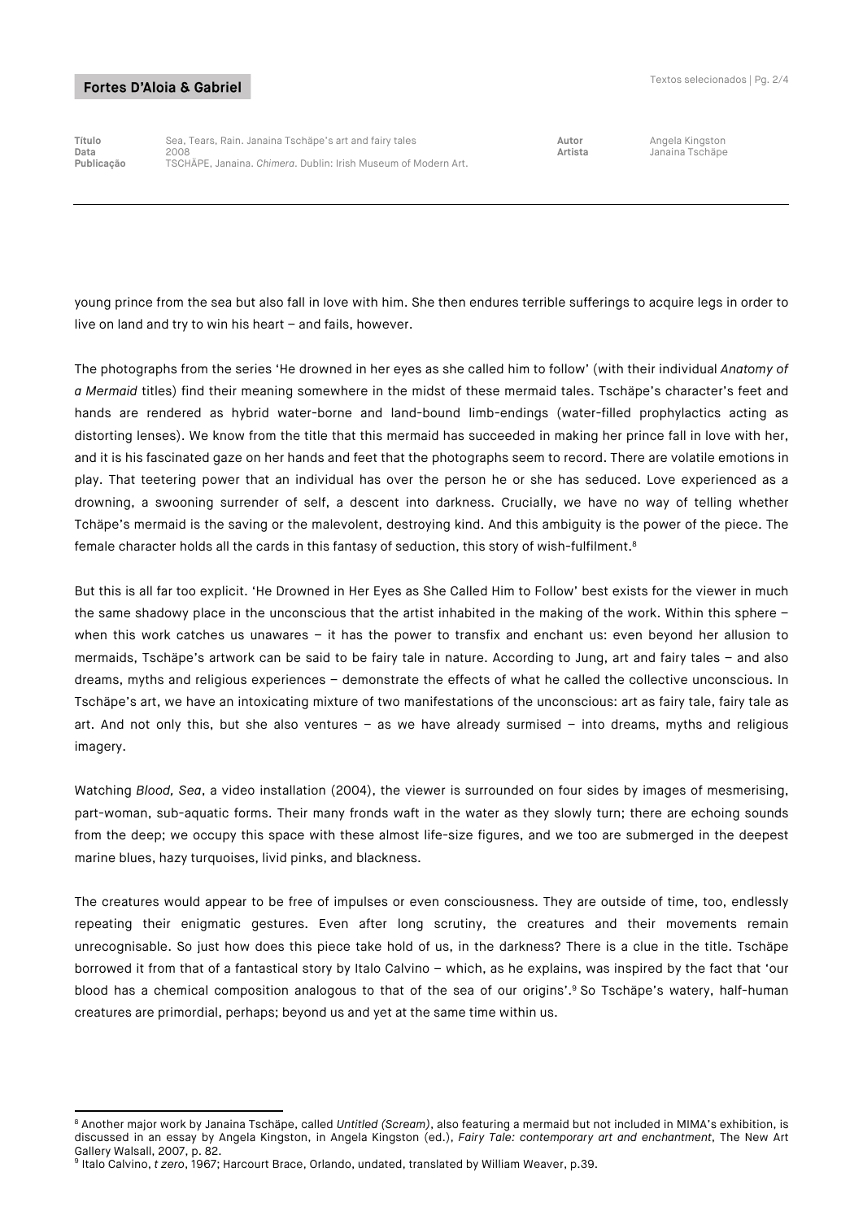young prince from the sea but also fall in love with him. She then endures terrible sufferings to acquire legs in order to live on land and try to win his heart – and fails, however.

The photographs from the series 'He drowned in her eyes as she called him to follow' (with their individual *Anatomy of a Mermaid* titles) find their meaning somewhere in the midst of these mermaid tales. Tschäpe's character's feet and hands are rendered as hybrid water-borne and land-bound limb-endings (water-filled prophylactics acting as distorting lenses). We know from the title that this mermaid has succeeded in making her prince fall in love with her, and it is his fascinated gaze on her hands and feet that the photographs seem to record. There are volatile emotions in play. That teetering power that an individual has over the person he or she has seduced. Love experienced as a drowning, a swooning surrender of self, a descent into darkness. Crucially, we have no way of telling whether Tchäpe's mermaid is the saving or the malevolent, destroying kind. And this ambiguity is the power of the piece. The female character holds all the cards in this fantasy of seduction, this story of wish-fulfilment.[8]

But this is all far too explicit. 'He Drowned in Her Eyes as She Called Him to Follow' best exists for the viewer in much the same shadowy place in the unconscious that the artist inhabited in the making of the work. Within this sphere – when this work catches us unawares – it has the power to transfix and enchant us: even beyond her allusion to mermaids, Tschäpe's artwork can be said to be fairy tale in nature. According to Jung, art and fairy tales – and also dreams, myths and religious experiences – demonstrate the effects of what he called the collective unconscious. In Tschäpe's art, we have an intoxicating mixture of two manifestations of the unconscious: art as fairy tale, fairy tale as art. And not only this, but she also ventures – as we have already surmised – into dreams, myths and religious imagery.

Watching *Blood, Sea*, a video installation (2004), the viewer is surrounded on four sides by images of mesmerising, part-woman, sub-aquatic forms. Their many fronds waft in the water as they slowly turn; there are echoing sounds from the deep; we occupy this space with these almost life-size figures, and we too are submerged in the deepest marine blues, hazy turquoises, livid pinks, and blackness.

The creatures would appear to be free of impulses or even consciousness. They are outside of time, too, endlessly repeating their enigmatic gestures. Even after long scrutiny, the creatures and their movements remain unrecognisable. So just how does this piece take hold of us, in the darkness? There is a clue in the title. Tschäpe borrowed it from that of a fantastical story by Italo Calvino – which, as he explains, was inspired by the fact that 'our blood has a chemical composition analogous to that of the sea of our origins'.[9] So Tschäpe's watery, half-human creatures are primordial, perhaps; beyond us and yet at the same time within us.

---

[8] Another major work by Janaina Tschäpe, called *Untitled (Scream)*, also featuring a mermaid but not included in MIMA's exhibition, is discussed in an essay by Angela Kingston, in Angela Kingston (ed.), *Fairy Tale: contemporary art and enchantment*, The New Art Gallery Walsall, 2007, p. 82.

[9] Italo Calvino, *t zero*, 1967; Harcourt Brace, Orlando, undated, translated by William Weaver, p.39.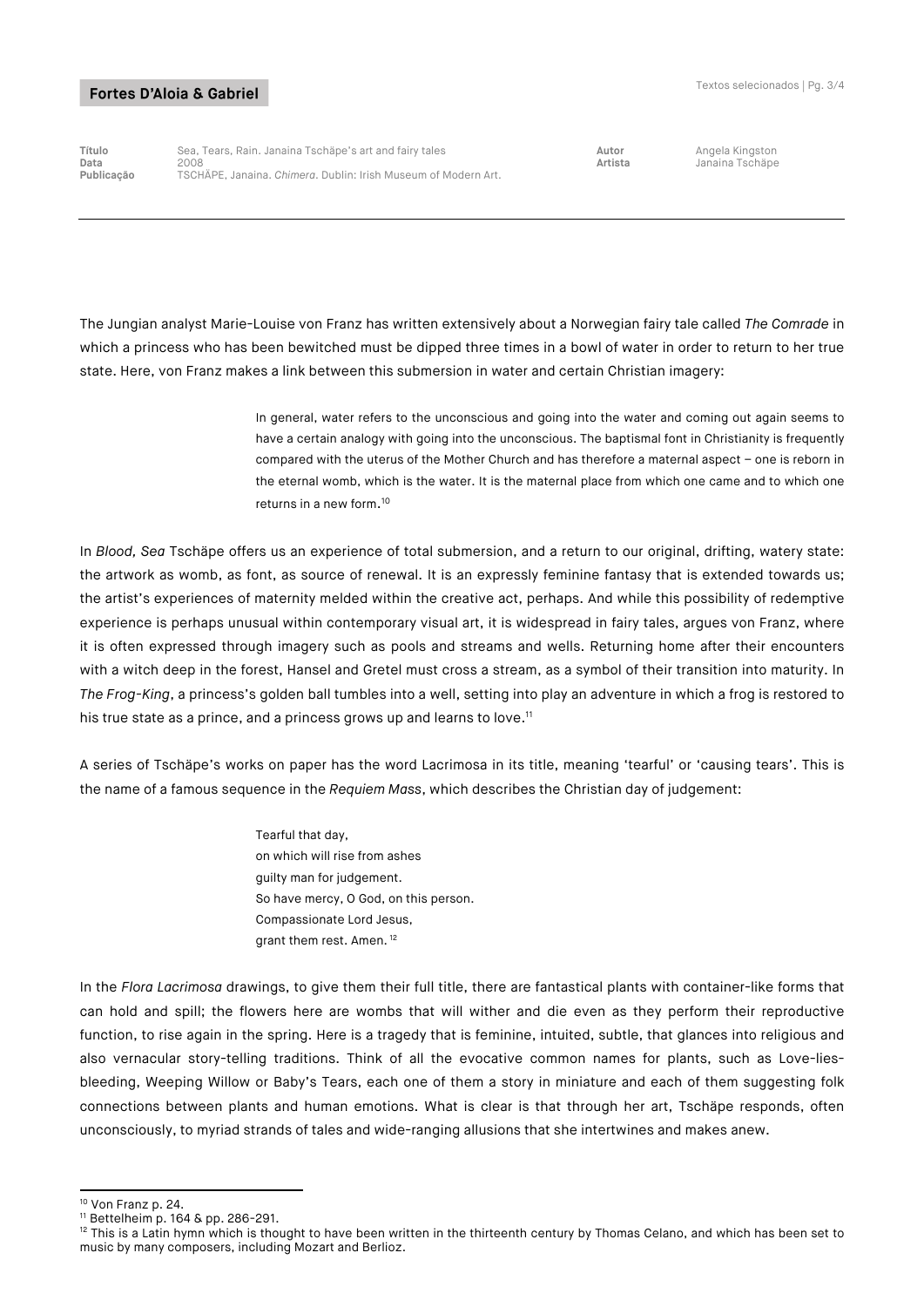The Jungian analyst Marie-Louise von Franz has written extensively about a Norwegian fairy tale called *The Comrade* in which a princess who has been bewitched must be dipped three times in a bowl of water in order to return to her true state. Here, von Franz makes a link between this submersion in water and certain Christian imagery:

> In general, water refers to the unconscious and going into the water and coming out again seems to have a certain analogy with going into the unconscious. The baptismal font in Christianity is frequently compared with the uterus of the Mother Church and has therefore a maternal aspect – one is reborn in the eternal womb, which is the water. It is the maternal place from which one came and to which one returns in a new form.[10]

In *Blood, Sea* Tschäpe offers us an experience of total submersion, and a return to our original, drifting, watery state: the artwork as womb, as font, as source of renewal. It is an expressly feminine fantasy that is extended towards us; the artist's experiences of maternity melded within the creative act, perhaps. And while this possibility of redemptive experience is perhaps unusual within contemporary visual art, it is widespread in fairy tales, argues von Franz, where it is often expressed through imagery such as pools and streams and wells. Returning home after their encounters with a witch deep in the forest, Hansel and Gretel must cross a stream, as a symbol of their transition into maturity. In *The Frog-King*, a princess's golden ball tumbles into a well, setting into play an adventure in which a frog is restored to his true state as a prince, and a princess grows up and learns to love.[11]

A series of Tschäpe's works on paper has the word Lacrimosa in its title, meaning 'tearful' or 'causing tears'. This is the name of a famous sequence in the *Requiem Mass*, which describes the Christian day of judgement:

> Tearful that day,
> on which will rise from ashes
> guilty man for judgement.
> So have mercy, O God, on this person.
> Compassionate Lord Jesus,
> grant them rest. Amen. [12]

In the *Flora Lacrimosa* drawings, to give them their full title, there are fantastical plants with container-like forms that can hold and spill; the flowers here are wombs that will wither and die even as they perform their reproductive function, to rise again in the spring. Here is a tragedy that is feminine, intuited, subtle, that glances into religious and also vernacular story-telling traditions. Think of all the evocative common names for plants, such as Love-lies-bleeding, Weeping Willow or Baby's Tears, each one of them a story in miniature and each of them suggesting folk connections between plants and human emotions. What is clear is that through her art, Tschäpe responds, often unconsciously, to myriad strands of tales and wide-ranging allusions that she intertwines and makes anew.

---

[10] Von Franz p. 24.
[11] Bettelheim p. 164 & pp. 286-291.
[12] This is a Latin hymn which is thought to have been written in the thirteenth century by Thomas Celano, and which has been set to music by many composers, including Mozart and Berlioz.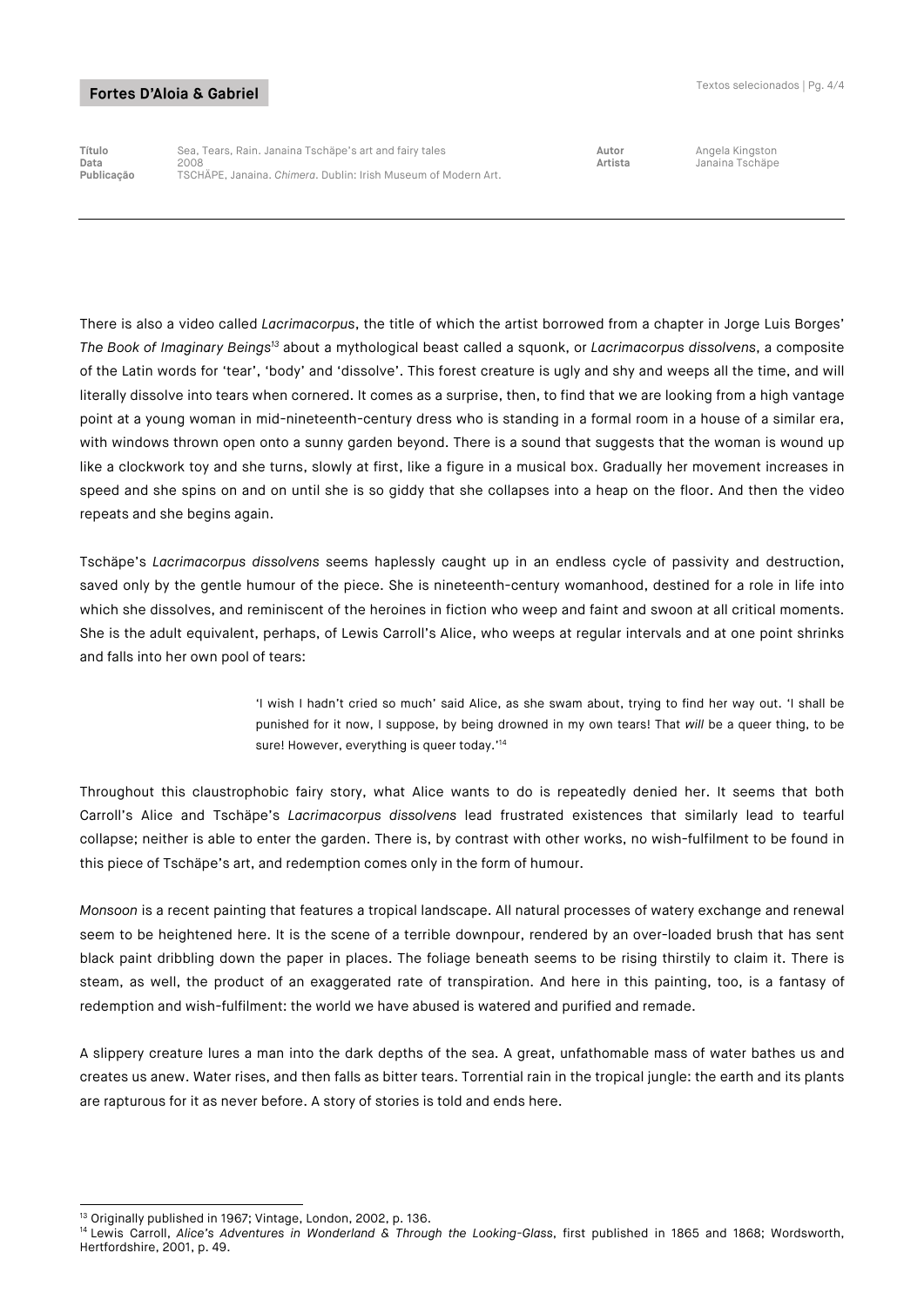| | | | |
|---|---|---|---|
| **Título** | Sea, Tears, Rain. Janaina Tschäpe's art and fairy tales | **Autor** | Angela Kingston |
| **Data** | 2008 | **Artista** | Janaina Tschäpe |
| **Publicação** | TSCHÄPE, Janaina. *Chimera*. Dublin: Irish Museum of Modern Art. | | |

There is also a video called *Lacrimacorpus*, the title of which the artist borrowed from a chapter in Jorge Luis Borges' *The Book of Imaginary Beings*[13] about a mythological beast called a squonk, or *Lacrimacorpus dissolvens*, a composite of the Latin words for 'tear', 'body' and 'dissolve'. This forest creature is ugly and shy and weeps all the time, and will literally dissolve into tears when cornered. It comes as a surprise, then, to find that we are looking from a high vantage point at a young woman in mid-nineteenth-century dress who is standing in a formal room in a house of a similar era, with windows thrown open onto a sunny garden beyond. There is a sound that suggests that the woman is wound up like a clockwork toy and she turns, slowly at first, like a figure in a musical box. Gradually her movement increases in speed and she spins on and on until she is so giddy that she collapses into a heap on the floor. And then the video repeats and she begins again.

Tschäpe's *Lacrimacorpus dissolvens* seems haplessly caught up in an endless cycle of passivity and destruction, saved only by the gentle humour of the piece. She is nineteenth-century womanhood, destined for a role in life into which she dissolves, and reminiscent of the heroines in fiction who weep and faint and swoon at all critical moments. She is the adult equivalent, perhaps, of Lewis Carroll's Alice, who weeps at regular intervals and at one point shrinks and falls into her own pool of tears:

> 'I wish I hadn't cried so much' said Alice, as she swam about, trying to find her way out. 'I shall be punished for it now, I suppose, by being drowned in my own tears! That *will* be a queer thing, to be sure! However, everything is queer today.'[14]

Throughout this claustrophobic fairy story, what Alice wants to do is repeatedly denied her. It seems that both Carroll's Alice and Tschäpe's *Lacrimacorpus dissolvens* lead frustrated existences that similarly lead to tearful collapse; neither is able to enter the garden. There is, by contrast with other works, no wish-fulfilment to be found in this piece of Tschäpe's art, and redemption comes only in the form of humour.

*Monsoon* is a recent painting that features a tropical landscape. All natural processes of watery exchange and renewal seem to be heightened here. It is the scene of a terrible downpour, rendered by an over-loaded brush that has sent black paint dribbling down the paper in places. The foliage beneath seems to be rising thirstily to claim it. There is steam, as well, the product of an exaggerated rate of transpiration. And here in this painting, too, is a fantasy of redemption and wish-fulfilment: the world we have abused is watered and purified and remade.

A slippery creature lures a man into the dark depths of the sea. A great, unfathomable mass of water bathes us and creates us anew. Water rises, and then falls as bitter tears. Torrential rain in the tropical jungle: the earth and its plants are rapturous for it as never before. A story of stories is told and ends here.

---

[13] Originally published in 1967; Vintage, London, 2002, p. 136.

[14] Lewis Carroll, *Alice's Adventures in Wonderland & Through the Looking-Glass*, first published in 1865 and 1868; Wordsworth, Hertfordshire, 2001, p. 49.